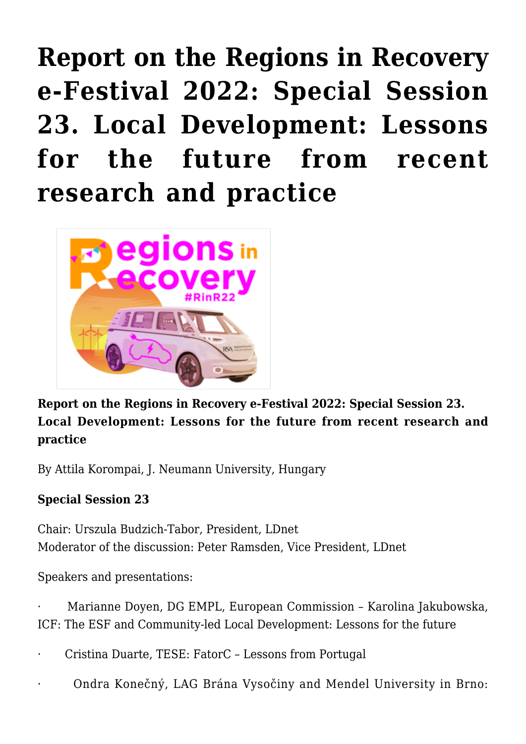# Report on the Regions in Recovery e-Festival 2022: Special Session 23. Local Development: Lessons for the future from recent research and practice

**Report on the Regions in Recovery e-Festival 2022: Special Session 23. Local Development: Lessons for the future from recent research and practice**

By Attila Korompai, J. Neumann University, Hungary

**Special Session 23**

Chair: Urszula Budzich-Tabor, President, LDnet
Moderator of the discussion: Peter Ramsden, Vice President, LDnet

Speakers and presentations:

- Marianne Doyen, DG EMPL, European Commission – Karolina Jakubowska, ICF: The ESF and Community-led Local Development: Lessons for the future
- Cristina Duarte, TESE: FatorC – Lessons from Portugal
- Ondra Konečný, LAG Brána Vysočiny and Mendel University in Brno: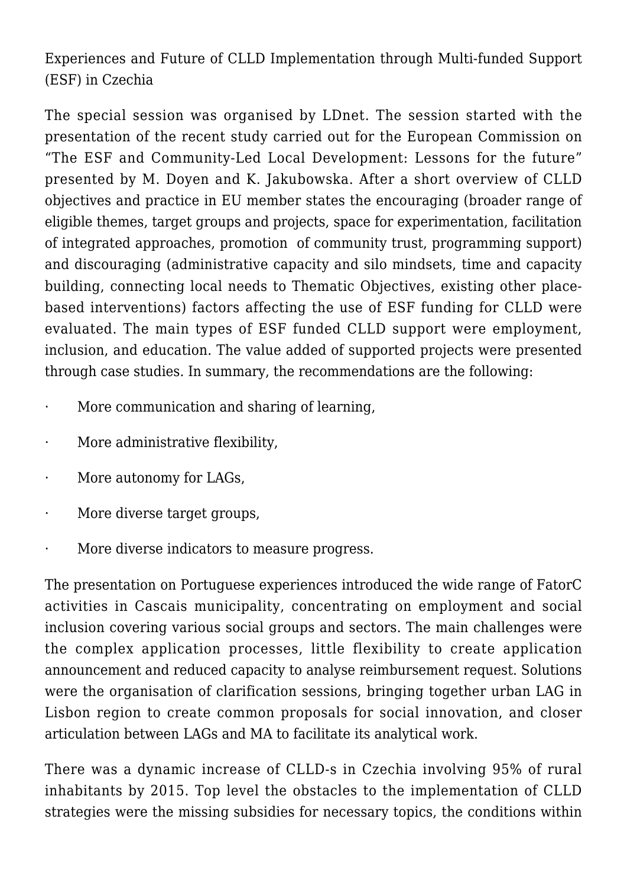Experiences and Future of CLLD Implementation through Multi-funded Support (ESF) in Czechia

The special session was organised by LDnet. The session started with the presentation of the recent study carried out for the European Commission on "The ESF and Community-Led Local Development: Lessons for the future" presented by M. Doyen and K. Jakubowska. After a short overview of CLLD objectives and practice in EU member states the encouraging (broader range of eligible themes, target groups and projects, space for experimentation, facilitation of integrated approaches, promotion of community trust, programming support) and discouraging (administrative capacity and silo mindsets, time and capacity building, connecting local needs to Thematic Objectives, existing other place-based interventions) factors affecting the use of ESF funding for CLLD were evaluated. The main types of ESF funded CLLD support were employment, inclusion, and education. The value added of supported projects were presented through case studies. In summary, the recommendations are the following:

- More communication and sharing of learning,
- More administrative flexibility,
- More autonomy for LAGs,
- More diverse target groups,
- More diverse indicators to measure progress.

The presentation on Portuguese experiences introduced the wide range of FatorC activities in Cascais municipality, concentrating on employment and social inclusion covering various social groups and sectors. The main challenges were the complex application processes, little flexibility to create application announcement and reduced capacity to analyse reimbursement request. Solutions were the organisation of clarification sessions, bringing together urban LAG in Lisbon region to create common proposals for social innovation, and closer articulation between LAGs and MA to facilitate its analytical work.

There was a dynamic increase of CLLD-s in Czechia involving 95% of rural inhabitants by 2015. Top level the obstacles to the implementation of CLLD strategies were the missing subsidies for necessary topics, the conditions within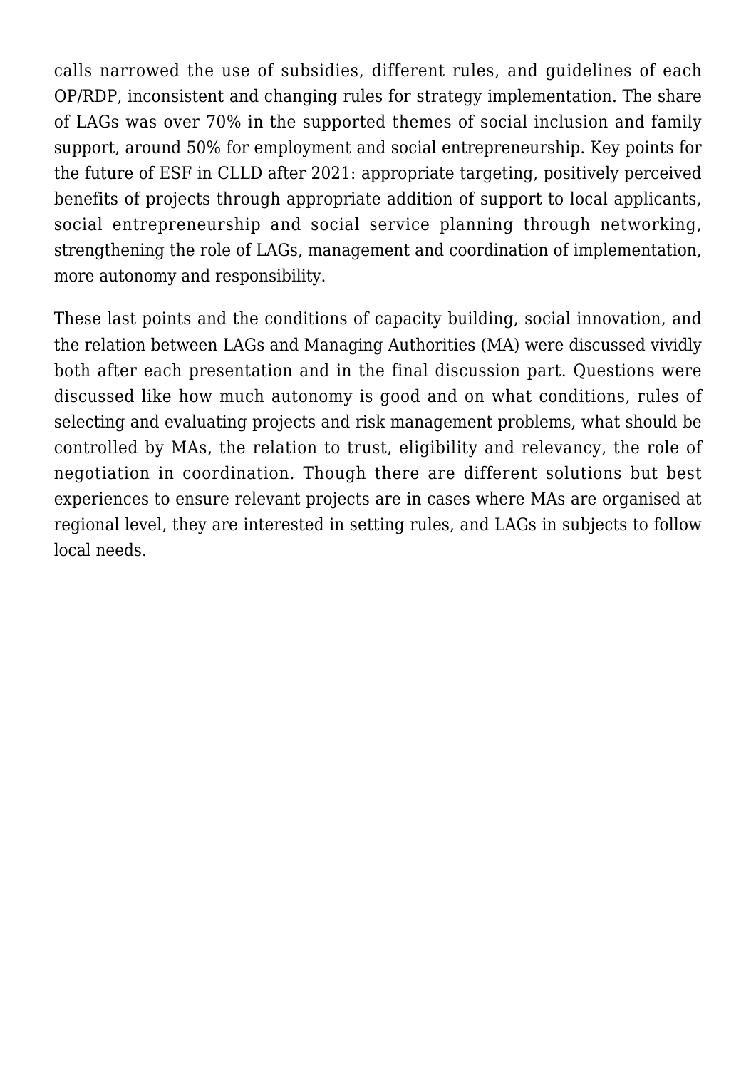calls narrowed the use of subsidies, different rules, and guidelines of each OP/RDP, inconsistent and changing rules for strategy implementation. The share of LAGs was over 70% in the supported themes of social inclusion and family support, around 50% for employment and social entrepreneurship. Key points for the future of ESF in CLLD after 2021: appropriate targeting, positively perceived benefits of projects through appropriate addition of support to local applicants, social entrepreneurship and social service planning through networking, strengthening the role of LAGs, management and coordination of implementation, more autonomy and responsibility.

These last points and the conditions of capacity building, social innovation, and the relation between LAGs and Managing Authorities (MA) were discussed vividly both after each presentation and in the final discussion part. Questions were discussed like how much autonomy is good and on what conditions, rules of selecting and evaluating projects and risk management problems, what should be controlled by MAs, the relation to trust, eligibility and relevancy, the role of negotiation in coordination. Though there are different solutions but best experiences to ensure relevant projects are in cases where MAs are organised at regional level, they are interested in setting rules, and LAGs in subjects to follow local needs.